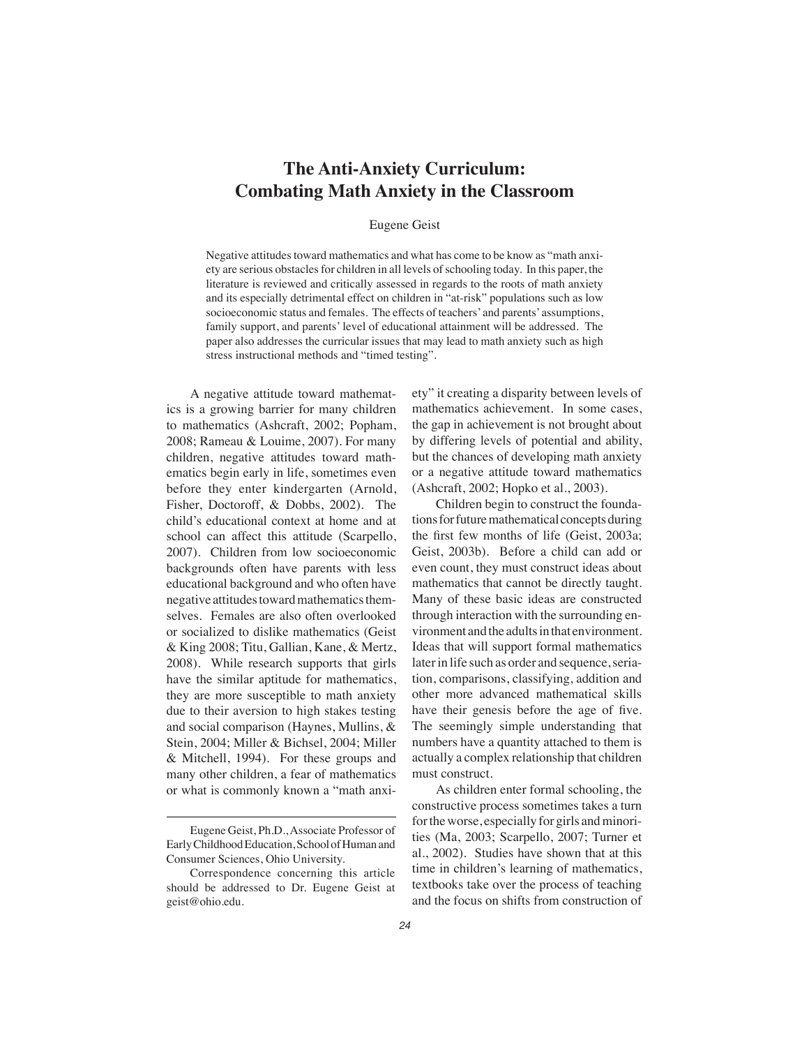# The Anti-Anxiety Curriculum: Combating Math Anxiety in the Classroom

Eugene Geist

Negative attitudes toward mathematics and what has come to be know as "math anxiety are serious obstacles for children in all levels of schooling today. In this paper, the literature is reviewed and critically assessed in regards to the roots of math anxiety and its especially detrimental effect on children in "at-risk" populations such as low socioeconomic status and females. The effects of teachers' and parents' assumptions, family support, and parents' level of educational attainment will be addressed. The paper also addresses the curricular issues that may lead to math anxiety such as high stress instructional methods and "timed testing".

A negative attitude toward mathematics is a growing barrier for many children to mathematics (Ashcraft, 2002; Popham, 2008; Rameau & Louime, 2007). For many children, negative attitudes toward mathematics begin early in life, sometimes even before they enter kindergarten (Arnold, Fisher, Doctoroff, & Dobbs, 2002). The child's educational context at home and at school can affect this attitude (Scarpello, 2007). Children from low socioeconomic backgrounds often have parents with less educational background and who often have negative attitudes toward mathematics themselves. Females are also often overlooked or socialized to dislike mathematics (Geist & King 2008; Titu, Gallian, Kane, & Mertz, 2008). While research supports that girls have the similar aptitude for mathematics, they are more susceptible to math anxiety due to their aversion to high stakes testing and social comparison (Haynes, Mullins, & Stein, 2004; Miller & Bichsel, 2004; Miller & Mitchell, 1994). For these groups and many other children, a fear of mathematics or what is commonly known a "math anxiety" it creating a disparity between levels of mathematics achievement. In some cases, the gap in achievement is not brought about by differing levels of potential and ability, but the chances of developing math anxiety or a negative attitude toward mathematics (Ashcraft, 2002; Hopko et al., 2003).

Children begin to construct the foundations for future mathematical concepts during the first few months of life (Geist, 2003a; Geist, 2003b). Before a child can add or even count, they must construct ideas about mathematics that cannot be directly taught. Many of these basic ideas are constructed through interaction with the surrounding environment and the adults in that environment. Ideas that will support formal mathematics later in life such as order and sequence, seriation, comparisons, classifying, addition and other more advanced mathematical skills have their genesis before the age of five. The seemingly simple understanding that numbers have a quantity attached to them is actually a complex relationship that children must construct.

As children enter formal schooling, the constructive process sometimes takes a turn for the worse, especially for girls and minorities (Ma, 2003; Scarpello, 2007; Turner et al., 2002). Studies have shown that at this time in children's learning of mathematics, textbooks take over the process of teaching and the focus on shifts from construction of

---

Eugene Geist, Ph.D., Associate Professor of Early Childhood Education, School of Human and Consumer Sciences, Ohio University.

Correspondence concerning this article should be addressed to Dr. Eugene Geist at geist@ohio.edu.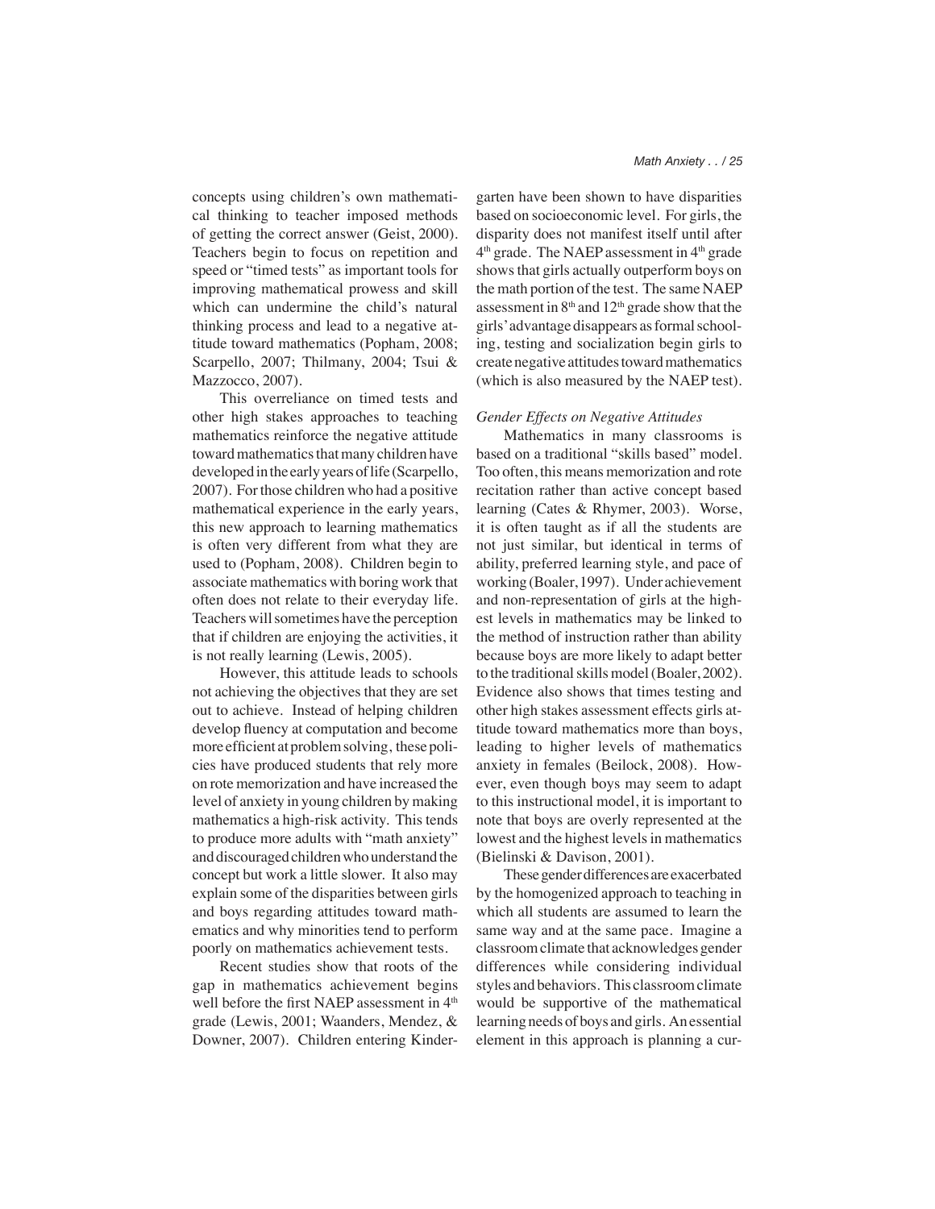concepts using children's own mathematical thinking to teacher imposed methods of getting the correct answer (Geist, 2000). Teachers begin to focus on repetition and speed or "timed tests" as important tools for improving mathematical prowess and skill which can undermine the child's natural thinking process and lead to a negative attitude toward mathematics (Popham, 2008; Scarpello, 2007; Thilmany, 2004; Tsui & Mazzocco, 2007).

This overreliance on timed tests and other high stakes approaches to teaching mathematics reinforce the negative attitude toward mathematics that many children have developed in the early years of life (Scarpello, 2007). For those children who had a positive mathematical experience in the early years, this new approach to learning mathematics is often very different from what they are used to (Popham, 2008). Children begin to associate mathematics with boring work that often does not relate to their everyday life. Teachers will sometimes have the perception that if children are enjoying the activities, it is not really learning (Lewis, 2005).

However, this attitude leads to schools not achieving the objectives that they are set out to achieve. Instead of helping children develop fluency at computation and become more efficient at problem solving, these policies have produced students that rely more on rote memorization and have increased the level of anxiety in young children by making mathematics a high-risk activity. This tends to produce more adults with "math anxiety" and discouraged children who understand the concept but work a little slower. It also may explain some of the disparities between girls and boys regarding attitudes toward mathematics and why minorities tend to perform poorly on mathematics achievement tests.

Recent studies show that roots of the gap in mathematics achievement begins well before the first NAEP assessment in 4th grade (Lewis, 2001; Waanders, Mendez, & Downer, 2007). Children entering Kindergarten have been shown to have disparities based on socioeconomic level. For girls, the disparity does not manifest itself until after 4th grade. The NAEP assessment in 4th grade shows that girls actually outperform boys on the math portion of the test. The same NAEP assessment in 8th and 12th grade show that the girls' advantage disappears as formal schooling, testing and socialization begin girls to create negative attitudes toward mathematics (which is also measured by the NAEP test).

*Gender Effects on Negative Attitudes*

Mathematics in many classrooms is based on a traditional "skills based" model. Too often, this means memorization and rote recitation rather than active concept based learning (Cates & Rhymer, 2003). Worse, it is often taught as if all the students are not just similar, but identical in terms of ability, preferred learning style, and pace of working (Boaler, 1997). Under achievement and non-representation of girls at the highest levels in mathematics may be linked to the method of instruction rather than ability because boys are more likely to adapt better to the traditional skills model (Boaler, 2002). Evidence also shows that times testing and other high stakes assessment effects girls attitude toward mathematics more than boys, leading to higher levels of mathematics anxiety in females (Beilock, 2008). However, even though boys may seem to adapt to this instructional model, it is important to note that boys are overly represented at the lowest and the highest levels in mathematics (Bielinski & Davison, 2001).

These gender differences are exacerbated by the homogenized approach to teaching in which all students are assumed to learn the same way and at the same pace. Imagine a classroom climate that acknowledges gender differences while considering individual styles and behaviors. This classroom climate would be supportive of the mathematical learning needs of boys and girls. An essential element in this approach is planning a cur-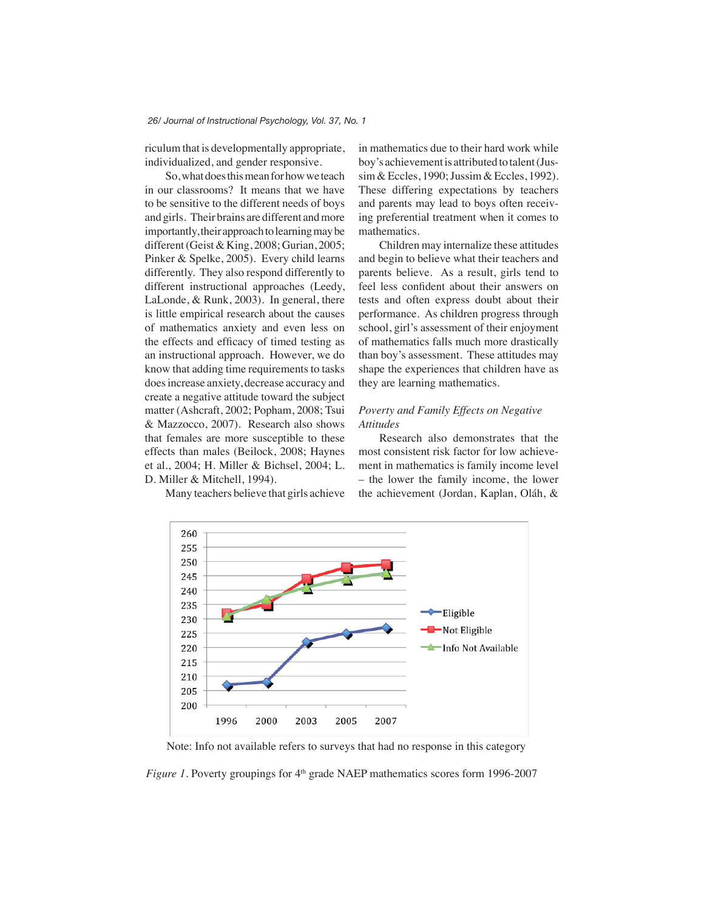riculum that is developmentally appropriate, individualized, and gender responsive.

So, what does this mean for how we teach in our classrooms? It means that we have to be sensitive to the different needs of boys and girls. Their brains are different and more importantly, their approach to learning may be different (Geist & King, 2008; Gurian, 2005; Pinker & Spelke, 2005). Every child learns differently. They also respond differently to different instructional approaches (Leedy, LaLonde, & Runk, 2003). In general, there is little empirical research about the causes of mathematics anxiety and even less on the effects and efficacy of timed testing as an instructional approach. However, we do know that adding time requirements to tasks does increase anxiety, decrease accuracy and create a negative attitude toward the subject matter (Ashcraft, 2002; Popham, 2008; Tsui & Mazzocco, 2007). Research also shows that females are more susceptible to these effects than males (Beilock, 2008; Haynes et al., 2004; H. Miller & Bichsel, 2004; L. D. Miller & Mitchell, 1994).

Many teachers believe that girls achieve in mathematics due to their hard work while boy's achievement is attributed to talent (Jussim & Eccles, 1990; Jussim & Eccles, 1992). These differing expectations by teachers and parents may lead to boys often receiving preferential treatment when it comes to mathematics.

Children may internalize these attitudes and begin to believe what their teachers and parents believe. As a result, girls tend to feel less confident about their answers on tests and often express doubt about their performance. As children progress through school, girl's assessment of their enjoyment of mathematics falls much more drastically than boy's assessment. These attitudes may shape the experiences that children have as they are learning mathematics.

*Poverty and Family Effects on Negative Attitudes*

Research also demonstrates that the most consistent risk factor for low achievement in mathematics is family income level – the lower the family income, the lower the achievement (Jordan, Kaplan, Oláh, &

| Year | Eligible | Not Eligible | Info Not Available |
|---|---|---|---|
| 1996 | 207 | 232 | 231 |
| 2000 | 208 | 235 | 237 |
| 2003 | 222 | 244 | 241 |
| 2005 | 225 | 248 | 244 |
| 2007 | 227 | 249 | 246 |

Note: Info not available refers to surveys that had no response in this category

*Figure 1*. Poverty groupings for 4th grade NAEP mathematics scores form 1996-2007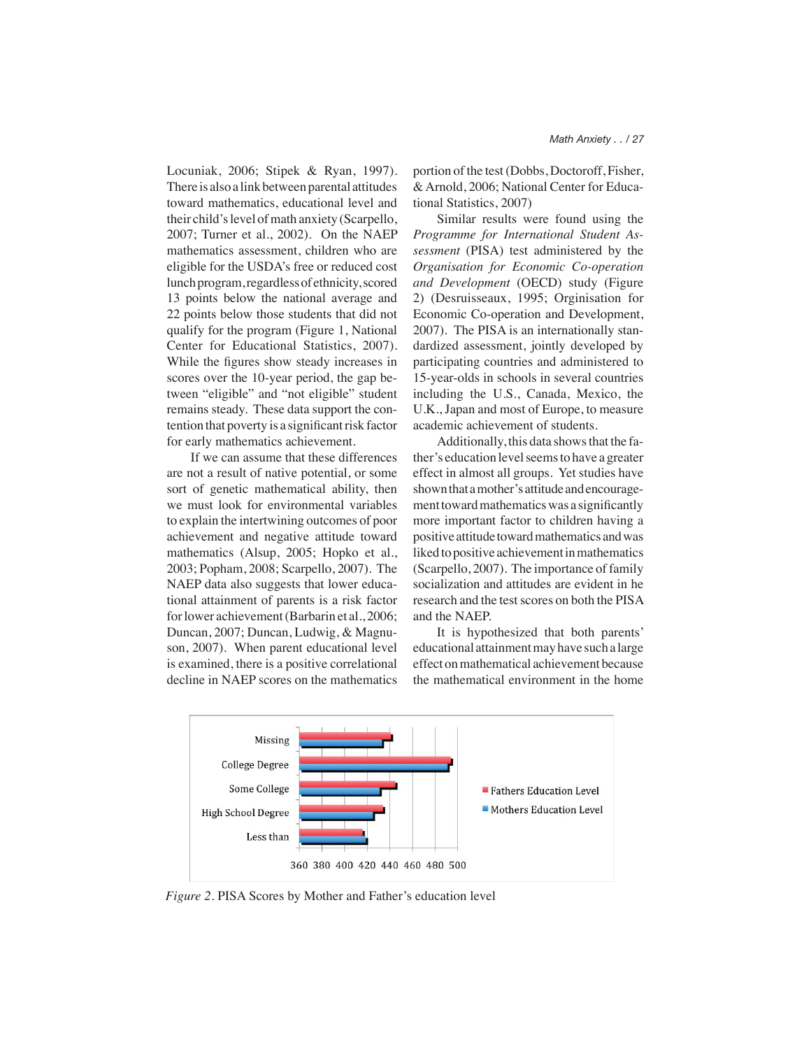Locuniak, 2006; Stipek & Ryan, 1997). There is also a link between parental attitudes toward mathematics, educational level and their child's level of math anxiety (Scarpello, 2007; Turner et al., 2002). On the NAEP mathematics assessment, children who are eligible for the USDA's free or reduced cost lunch program, regardless of ethnicity, scored 13 points below the national average and 22 points below those students that did not qualify for the program (Figure 1, National Center for Educational Statistics, 2007). While the figures show steady increases in scores over the 10-year period, the gap between "eligible" and "not eligible" student remains steady. These data support the contention that poverty is a significant risk factor for early mathematics achievement.

If we can assume that these differences are not a result of native potential, or some sort of genetic mathematical ability, then we must look for environmental variables to explain the intertwining outcomes of poor achievement and negative attitude toward mathematics (Alsup, 2005; Hopko et al., 2003; Popham, 2008; Scarpello, 2007). The NAEP data also suggests that lower educational attainment of parents is a risk factor for lower achievement (Barbarin et al., 2006; Duncan, 2007; Duncan, Ludwig, & Magnuson, 2007). When parent educational level is examined, there is a positive correlational decline in NAEP scores on the mathematics portion of the test (Dobbs, Doctoroff, Fisher, & Arnold, 2006; National Center for Educational Statistics, 2007)

Similar results were found using the *Programme for International Student Assessment* (PISA) test administered by the *Organisation for Economic Co-operation and Development* (OECD) study (Figure 2) (Desruisseaux, 1995; Orginisation for Economic Co-operation and Development, 2007). The PISA is an internationally standardized assessment, jointly developed by participating countries and administered to 15-year-olds in schools in several countries including the U.S., Canada, Mexico, the U.K., Japan and most of Europe, to measure academic achievement of students.

Additionally, this data shows that the father's education level seems to have a greater effect in almost all groups. Yet studies have shown that a mother's attitude and encouragement toward mathematics was a significantly more important factor to children having a positive attitude toward mathematics and was liked to positive achievement in mathematics (Scarpello, 2007). The importance of family socialization and attitudes are evident in he research and the test scores on both the PISA and the NAEP.

It is hypothesized that both parents' educational attainment may have such a large effect on mathematical achievement because the mathematical environment in the home

*Figure 2*. PISA Scores by Mother and Father's education level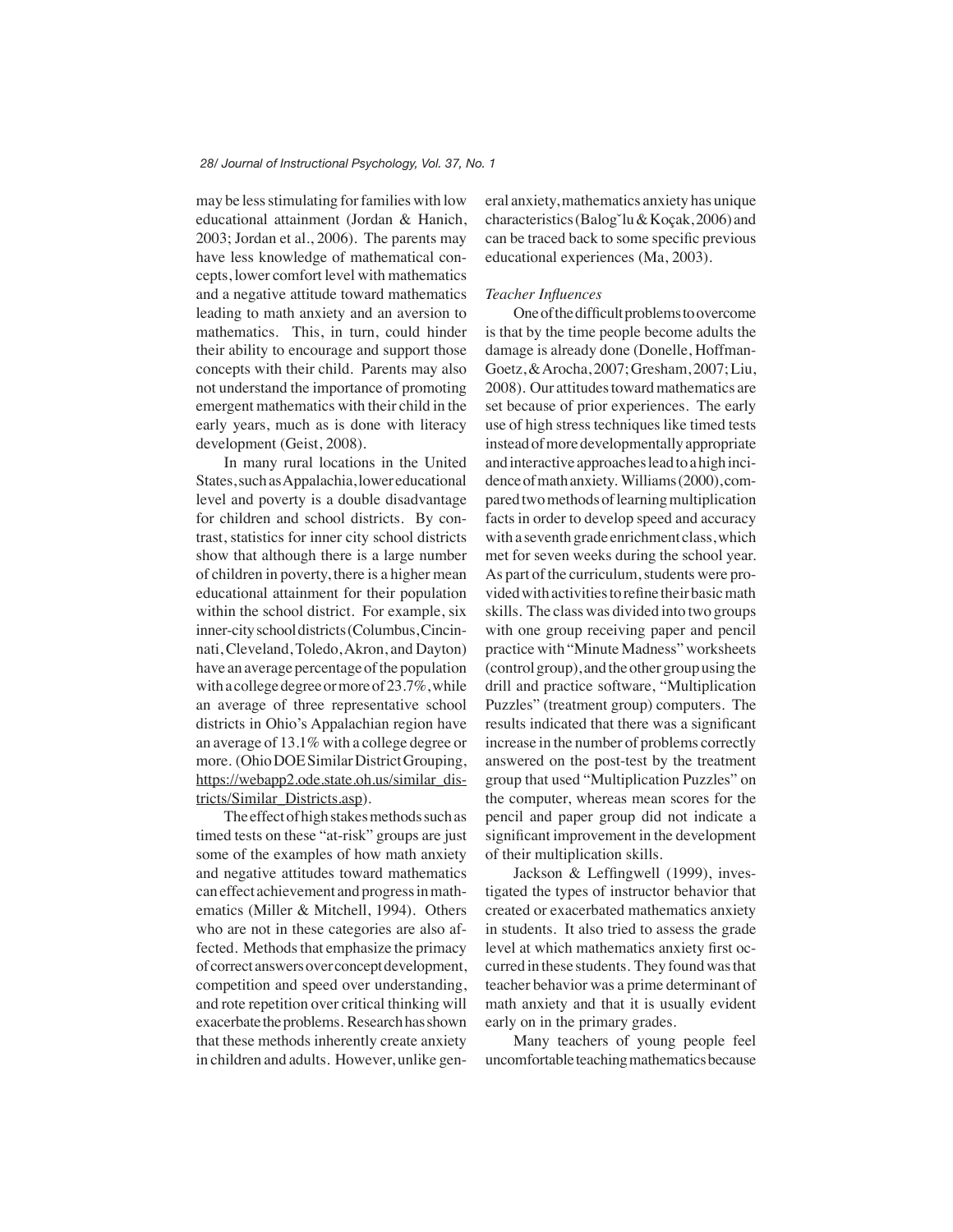may be less stimulating for families with low educational attainment (Jordan & Hanich, 2003; Jordan et al., 2006). The parents may have less knowledge of mathematical concepts, lower comfort level with mathematics and a negative attitude toward mathematics leading to math anxiety and an aversion to mathematics. This, in turn, could hinder their ability to encourage and support those concepts with their child. Parents may also not understand the importance of promoting emergent mathematics with their child in the early years, much as is done with literacy development (Geist, 2008).

In many rural locations in the United States, such as Appalachia, lower educational level and poverty is a double disadvantage for children and school districts. By contrast, statistics for inner city school districts show that although there is a large number of children in poverty, there is a higher mean educational attainment for their population within the school district. For example, six inner-city school districts (Columbus, Cincinnati, Cleveland, Toledo, Akron, and Dayton) have an average percentage of the population with a college degree or more of 23.7%, while an average of three representative school districts in Ohio's Appalachian region have an average of 13.1% with a college degree or more. (Ohio DOE Similar District Grouping, https://webapp2.ode.state.oh.us/similar_districts/Similar_Districts.asp).

The effect of high stakes methods such as timed tests on these "at-risk" groups are just some of the examples of how math anxiety and negative attitudes toward mathematics can effect achievement and progress in mathematics (Miller & Mitchell, 1994). Others who are not in these categories are also affected. Methods that emphasize the primacy of correct answers over concept development, competition and speed over understanding, and rote repetition over critical thinking will exacerbate the problems. Research has shown that these methods inherently create anxiety in children and adults. However, unlike general anxiety, mathematics anxiety has unique characteristics (Baloǧlu & Koçak, 2006) and can be traced back to some specific previous educational experiences (Ma, 2003).

*Teacher Influences*

One of the difficult problems to overcome is that by the time people become adults the damage is already done (Donelle, Hoffman-Goetz, & Arocha, 2007; Gresham, 2007; Liu, 2008). Our attitudes toward mathematics are set because of prior experiences. The early use of high stress techniques like timed tests instead of more developmentally appropriate and interactive approaches lead to a high incidence of math anxiety. Williams (2000), compared two methods of learning multiplication facts in order to develop speed and accuracy with a seventh grade enrichment class, which met for seven weeks during the school year. As part of the curriculum, students were provided with activities to refine their basic math skills. The class was divided into two groups with one group receiving paper and pencil practice with "Minute Madness" worksheets (control group), and the other group using the drill and practice software, "Multiplication Puzzles" (treatment group) computers. The results indicated that there was a significant increase in the number of problems correctly answered on the post-test by the treatment group that used "Multiplication Puzzles" on the computer, whereas mean scores for the pencil and paper group did not indicate a significant improvement in the development of their multiplication skills.

Jackson & Leffingwell (1999), investigated the types of instructor behavior that created or exacerbated mathematics anxiety in students. It also tried to assess the grade level at which mathematics anxiety first occurred in these students. They found was that teacher behavior was a prime determinant of math anxiety and that it is usually evident early on in the primary grades.

Many teachers of young people feel uncomfortable teaching mathematics because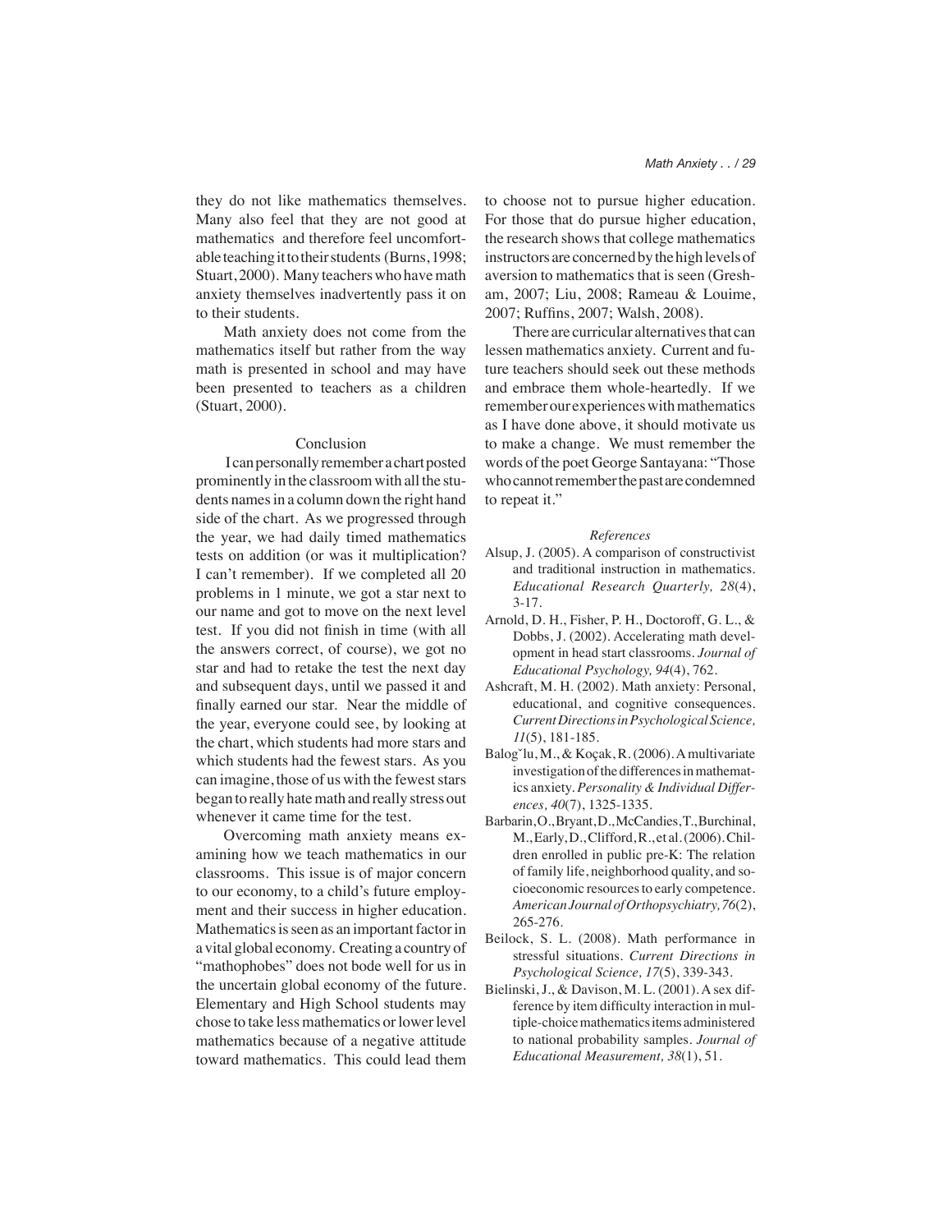they do not like mathematics themselves. Many also feel that they are not good at mathematics and therefore feel uncomfortable teaching it to their students (Burns, 1998; Stuart, 2000). Many teachers who have math anxiety themselves inadvertently pass it on to their students.

Math anxiety does not come from the mathematics itself but rather from the way math is presented in school and may have been presented to teachers as a children (Stuart, 2000).

## Conclusion

I can personally remember a chart posted prominently in the classroom with all the students names in a column down the right hand side of the chart. As we progressed through the year, we had daily timed mathematics tests on addition (or was it multiplication? I can't remember). If we completed all 20 problems in 1 minute, we got a star next to our name and got to move on the next level test. If you did not finish in time (with all the answers correct, of course), we got no star and had to retake the test the next day and subsequent days, until we passed it and finally earned our star. Near the middle of the year, everyone could see, by looking at the chart, which students had more stars and which students had the fewest stars. As you can imagine, those of us with the fewest stars began to really hate math and really stress out whenever it came time for the test.

Overcoming math anxiety means examining how we teach mathematics in our classrooms. This issue is of major concern to our economy, to a child's future employment and their success in higher education. Mathematics is seen as an important factor in a vital global economy. Creating a country of "mathophobes" does not bode well for us in the uncertain global economy of the future. Elementary and High School students may chose to take less mathematics or lower level mathematics because of a negative attitude toward mathematics. This could lead them to choose not to pursue higher education. For those that do pursue higher education, the research shows that college mathematics instructors are concerned by the high levels of aversion to mathematics that is seen (Gresham, 2007; Liu, 2008; Rameau & Louime, 2007; Ruffins, 2007; Walsh, 2008).

There are curricular alternatives that can lessen mathematics anxiety. Current and future teachers should seek out these methods and embrace them whole-heartedly. If we remember our experiences with mathematics as I have done above, it should motivate us to make a change. We must remember the words of the poet George Santayana: "Those who cannot remember the past are condemned to repeat it."

### *References*

Alsup, J. (2005). A comparison of constructivist and traditional instruction in mathematics. *Educational Research Quarterly, 28*(4), 3-17.

Arnold, D. H., Fisher, P. H., Doctoroff, G. L., & Dobbs, J. (2002). Accelerating math development in head start classrooms. *Journal of Educational Psychology, 94*(4), 762.

Ashcraft, M. H. (2002). Math anxiety: Personal, educational, and cognitive consequences. *Current Directions in Psychological Science, 11*(5), 181-185.

Balog˘lu, M., & Koçak, R. (2006). A multivariate investigation of the differences in mathematics anxiety. *Personality & Individual Differences, 40*(7), 1325-1335.

Barbarin, O., Bryant, D., McCandies, T., Burchinal, M., Early, D., Clifford, R., et al. (2006). Children enrolled in public pre-K: The relation of family life, neighborhood quality, and socioeconomic resources to early competence. *American Journal of Orthopsychiatry, 76*(2), 265-276.

Beilock, S. L. (2008). Math performance in stressful situations. *Current Directions in Psychological Science, 17*(5), 339-343.

Bielinski, J., & Davison, M. L. (2001). A sex difference by item difficulty interaction in multiple-choice mathematics items administered to national probability samples. *Journal of Educational Measurement, 38*(1), 51.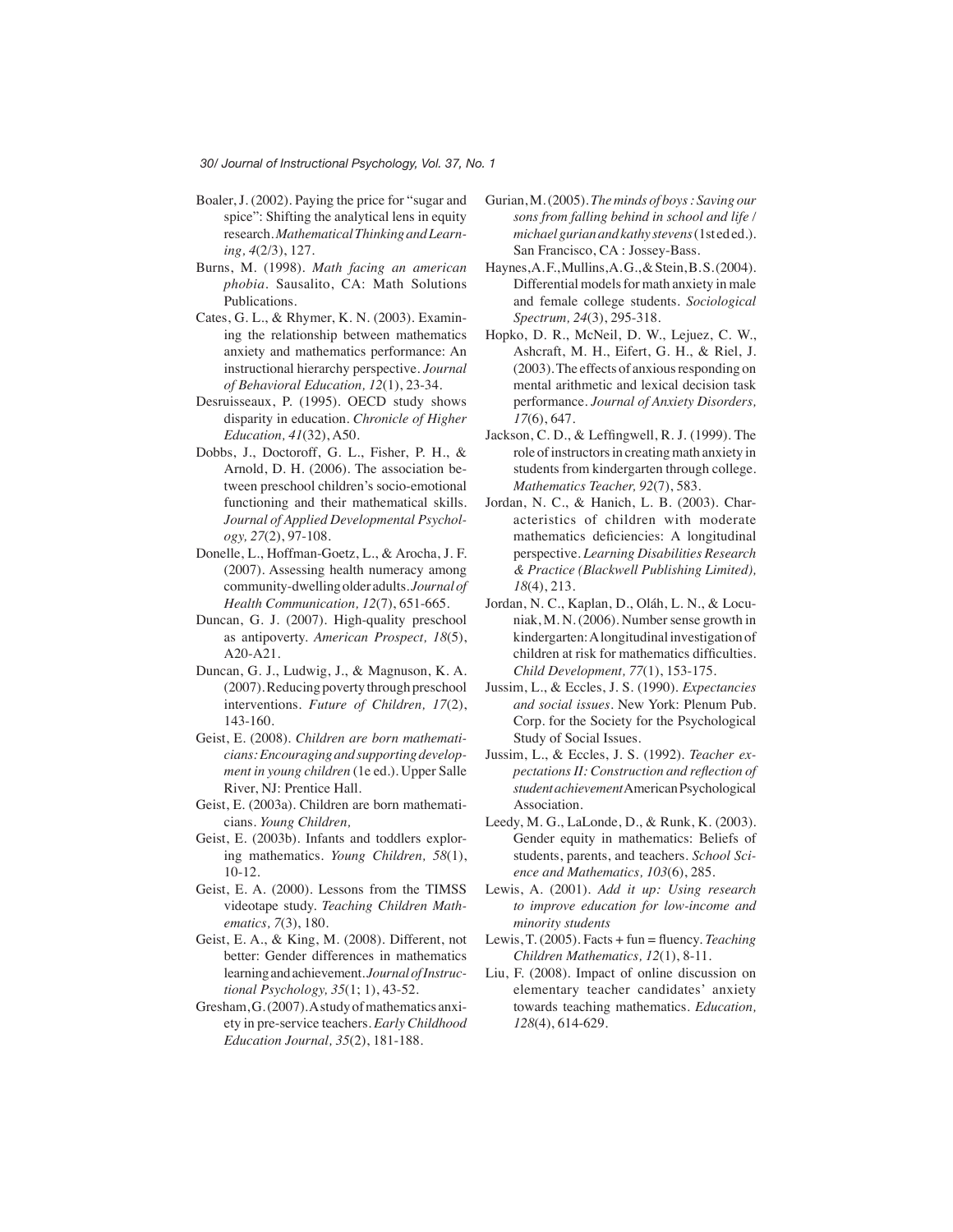Boaler, J. (2002). Paying the price for "sugar and spice": Shifting the analytical lens in equity research. *Mathematical Thinking and Learning, 4*(2/3), 127.

Burns, M. (1998). *Math facing an american phobia*. Sausalito, CA: Math Solutions Publications.

Cates, G. L., & Rhymer, K. N. (2003). Examining the relationship between mathematics anxiety and mathematics performance: An instructional hierarchy perspective. *Journal of Behavioral Education, 12*(1), 23-34.

Desruisseaux, P. (1995). OECD study shows disparity in education. *Chronicle of Higher Education, 41*(32), A50.

Dobbs, J., Doctoroff, G. L., Fisher, P. H., & Arnold, D. H. (2006). The association between preschool children's socio-emotional functioning and their mathematical skills. *Journal of Applied Developmental Psychology, 27*(2), 97-108.

Donelle, L., Hoffman-Goetz, L., & Arocha, J. F. (2007). Assessing health numeracy among community-dwelling older adults. *Journal of Health Communication, 12*(7), 651-665.

Duncan, G. J. (2007). High-quality preschool as antipoverty. *American Prospect, 18*(5), A20-A21.

Duncan, G. J., Ludwig, J., & Magnuson, K. A. (2007). Reducing poverty through preschool interventions. *Future of Children, 17*(2), 143-160.

Geist, E. (2008). *Children are born mathematicians: Encouraging and supporting development in young children* (1e ed.). Upper Salle River, NJ: Prentice Hall.

Geist, E. (2003a). Children are born mathematicians. *Young Children,*

Geist, E. (2003b). Infants and toddlers exploring mathematics. *Young Children, 58*(1), 10-12.

Geist, E. A. (2000). Lessons from the TIMSS videotape study. *Teaching Children Mathematics, 7*(3), 180.

Geist, E. A., & King, M. (2008). Different, not better: Gender differences in mathematics learning and achievement. *Journal of Instructional Psychology, 35*(1; 1), 43-52.

Gresham, G. (2007). A study of mathematics anxiety in pre-service teachers. *Early Childhood Education Journal, 35*(2), 181-188.

Gurian, M. (2005). *The minds of boys : Saving our sons from falling behind in school and life / michael gurian and kathy stevens* (1st ed ed.). San Francisco, CA : Jossey-Bass.

Haynes, A. F., Mullins, A. G., & Stein, B. S. (2004). Differential models for math anxiety in male and female college students. *Sociological Spectrum, 24*(3), 295-318.

Hopko, D. R., McNeil, D. W., Lejuez, C. W., Ashcraft, M. H., Eifert, G. H., & Riel, J. (2003). The effects of anxious responding on mental arithmetic and lexical decision task performance. *Journal of Anxiety Disorders, 17*(6), 647.

Jackson, C. D., & Leffingwell, R. J. (1999). The role of instructors in creating math anxiety in students from kindergarten through college. *Mathematics Teacher, 92*(7), 583.

Jordan, N. C., & Hanich, L. B. (2003). Characteristics of children with moderate mathematics deficiencies: A longitudinal perspective. *Learning Disabilities Research & Practice (Blackwell Publishing Limited), 18*(4), 213.

Jordan, N. C., Kaplan, D., Oláh, L. N., & Locuniak, M. N. (2006). Number sense growth in kindergarten: A longitudinal investigation of children at risk for mathematics difficulties. *Child Development, 77*(1), 153-175.

Jussim, L., & Eccles, J. S. (1990). *Expectancies and social issues*. New York: Plenum Pub. Corp. for the Society for the Psychological Study of Social Issues.

Jussim, L., & Eccles, J. S. (1992). *Teacher expectations II: Construction and reflection of student achievement* American Psychological Association.

Leedy, M. G., LaLonde, D., & Runk, K. (2003). Gender equity in mathematics: Beliefs of students, parents, and teachers. *School Science and Mathematics, 103*(6), 285.

Lewis, A. (2001). *Add it up: Using research to improve education for low-income and minority students*

Lewis, T. (2005). Facts + fun = fluency. *Teaching Children Mathematics, 12*(1), 8-11.

Liu, F. (2008). Impact of online discussion on elementary teacher candidates' anxiety towards teaching mathematics. *Education, 128*(4), 614-629.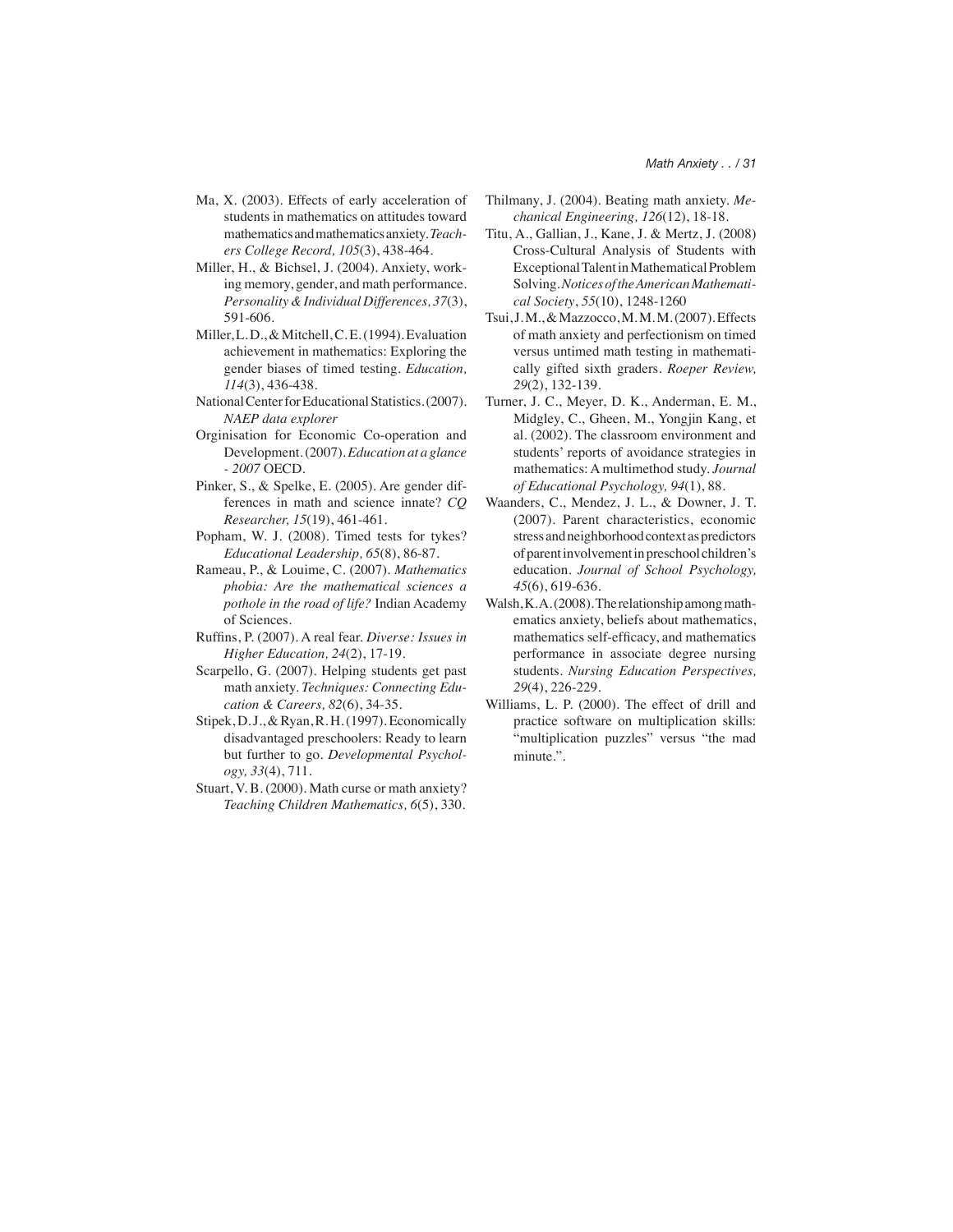Ma, X. (2003). Effects of early acceleration of students in mathematics on attitudes toward mathematics and mathematics anxiety. *Teachers College Record, 105*(3), 438-464.

Miller, H., & Bichsel, J. (2004). Anxiety, working memory, gender, and math performance. *Personality & Individual Differences, 37*(3), 591-606.

Miller, L. D., & Mitchell, C. E. (1994). Evaluation achievement in mathematics: Exploring the gender biases of timed testing. *Education, 114*(3), 436-438.

National Center for Educational Statistics. (2007). *NAEP data explorer*

Orginisation for Economic Co-operation and Development. (2007). *Education at a glance - 2007* OECD.

Pinker, S., & Spelke, E. (2005). Are gender differences in math and science innate? *CQ Researcher, 15*(19), 461-461.

Popham, W. J. (2008). Timed tests for tykes? *Educational Leadership, 65*(8), 86-87.

Rameau, P., & Louime, C. (2007). *Mathematics phobia: Are the mathematical sciences a pothole in the road of life?* Indian Academy of Sciences.

Ruffins, P. (2007). A real fear. *Diverse: Issues in Higher Education, 24*(2), 17-19.

Scarpello, G. (2007). Helping students get past math anxiety. *Techniques: Connecting Education & Careers, 82*(6), 34-35.

Stipek, D. J., & Ryan, R. H. (1997). Economically disadvantaged preschoolers: Ready to learn but further to go. *Developmental Psychology, 33*(4), 711.

Stuart, V. B. (2000). Math curse or math anxiety? *Teaching Children Mathematics, 6*(5), 330.

Thilmany, J. (2004). Beating math anxiety. *Mechanical Engineering, 126*(12), 18-18.

Titu, A., Gallian, J., Kane, J. & Mertz, J. (2008) Cross-Cultural Analysis of Students with Exceptional Talent in Mathematical Problem Solving. *Notices of the American Mathematical Society*, *55*(10), 1248-1260

Tsui, J. M., & Mazzocco, M. M. M. (2007). Effects of math anxiety and perfectionism on timed versus untimed math testing in mathematically gifted sixth graders. *Roeper Review, 29*(2), 132-139.

Turner, J. C., Meyer, D. K., Anderman, E. M., Midgley, C., Gheen, M., Yongjin Kang, et al. (2002). The classroom environment and students' reports of avoidance strategies in mathematics: A multimethod study. *Journal of Educational Psychology, 94*(1), 88.

Waanders, C., Mendez, J. L., & Downer, J. T. (2007). Parent characteristics, economic stress and neighborhood context as predictors of parent involvement in preschool children's education. *Journal of School Psychology, 45*(6), 619-636.

Walsh, K. A. (2008). The relationship among mathematics anxiety, beliefs about mathematics, mathematics self-efficacy, and mathematics performance in associate degree nursing students. *Nursing Education Perspectives, 29*(4), 226-229.

Williams, L. P. (2000). The effect of drill and practice software on multiplication skills: "multiplication puzzles" versus "the mad minute.".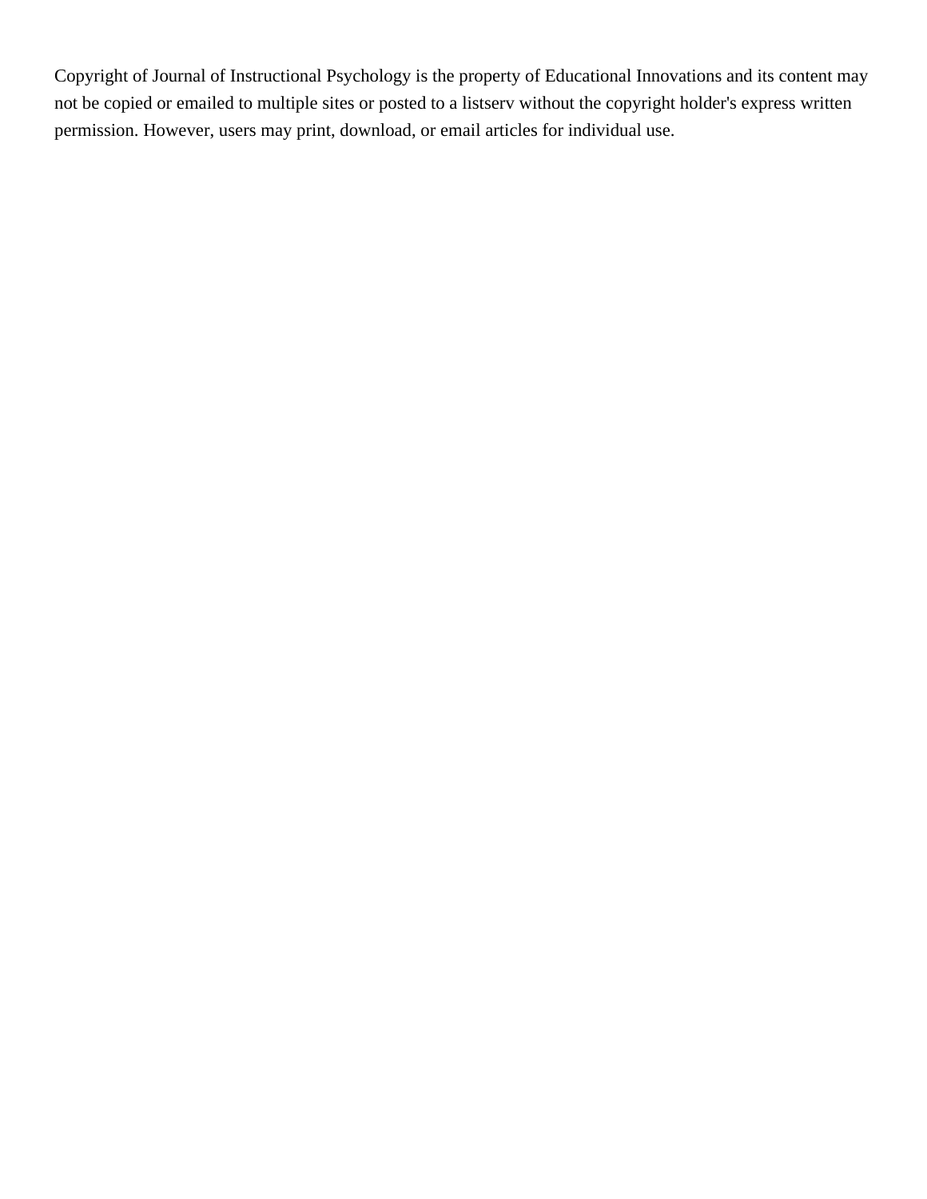Copyright of Journal of Instructional Psychology is the property of Educational Innovations and its content may not be copied or emailed to multiple sites or posted to a listserv without the copyright holder's express written permission. However, users may print, download, or email articles for individual use.